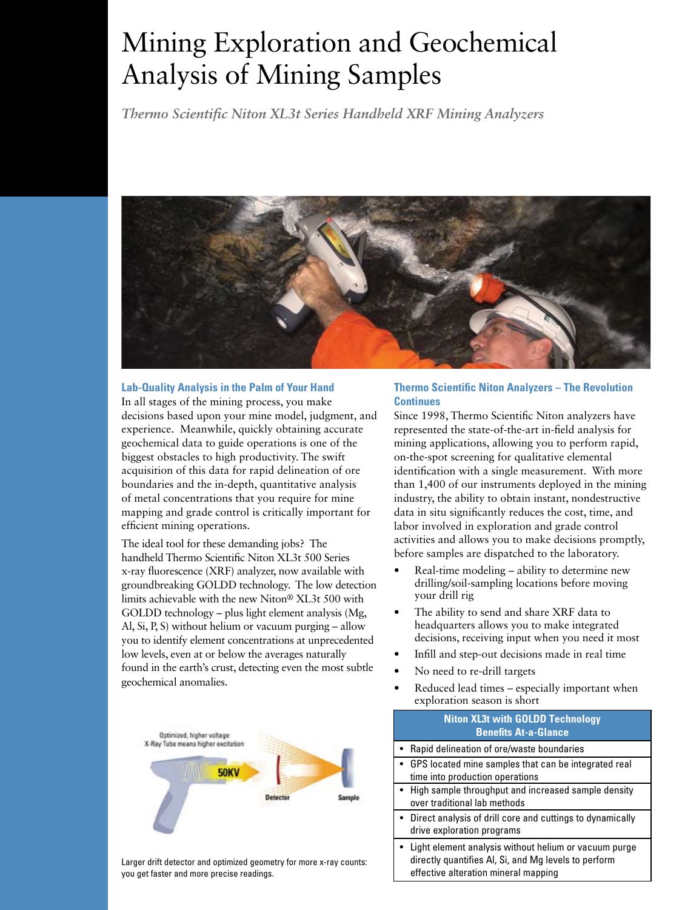# Mining Exploration and Geochemical Analysis of Mining Samples

*Thermo Scientific Niton XL3t Series Handheld XRF Mining Analyzers*

### Lab-Quality Analysis in the Palm of Your Hand

In all stages of the mining process, you make decisions based upon your mine model, judgment, and experience. Meanwhile, quickly obtaining accurate geochemical data to guide operations is one of the biggest obstacles to high productivity. The swift acquisition of this data for rapid delineation of ore boundaries and the in-depth, quantitative analysis of metal concentrations that you require for mine mapping and grade control is critically important for efficient mining operations.

The ideal tool for these demanding jobs? The handheld Thermo Scientific Niton XL3t 500 Series x-ray fluorescence (XRF) analyzer, now available with groundbreaking GOLDD technology. The low detection limits achievable with the new Niton® XL3t 500 with GOLDD technology – plus light element analysis (Mg, Al, Si, P, S) without helium or vacuum purging – allow you to identify element concentrations at unprecedented low levels, even at or below the averages naturally found in the earth's crust, detecting even the most subtle geochemical anomalies.

Optimized, higher voltage X-Ray Tube means higher excitation

50KV

Detector

Sample

Larger drift detector and optimized geometry for more x-ray counts: you get faster and more precise readings.

### Thermo Scientific Niton Analyzers – The Revolution Continues

Since 1998, Thermo Scientific Niton analyzers have represented the state-of-the-art in-field analysis for mining applications, allowing you to perform rapid, on-the-spot screening for qualitative elemental identification with a single measurement. With more than 1,400 of our instruments deployed in the mining industry, the ability to obtain instant, nondestructive data in situ significantly reduces the cost, time, and labor involved in exploration and grade control activities and allows you to make decisions promptly, before samples are dispatched to the laboratory.

- Real-time modeling – ability to determine new drilling/soil-sampling locations before moving your drill rig
- The ability to send and share XRF data to headquarters allows you to make integrated decisions, receiving input when you need it most
- Infill and step-out decisions made in real time
- No need to re-drill targets
- Reduced lead times – especially important when exploration season is short

| Niton XL3t with GOLDD Technology Benefits At-a-Glance |
|---|
| • Rapid delineation of ore/waste boundaries |
| • GPS located mine samples that can be integrated real time into production operations |
| • High sample throughput and increased sample density over traditional lab methods |
| • Direct analysis of drill core and cuttings to dynamically drive exploration programs |
| • Light element analysis without helium or vacuum purge directly quantifies Al, Si, and Mg levels to perform effective alteration mineral mapping |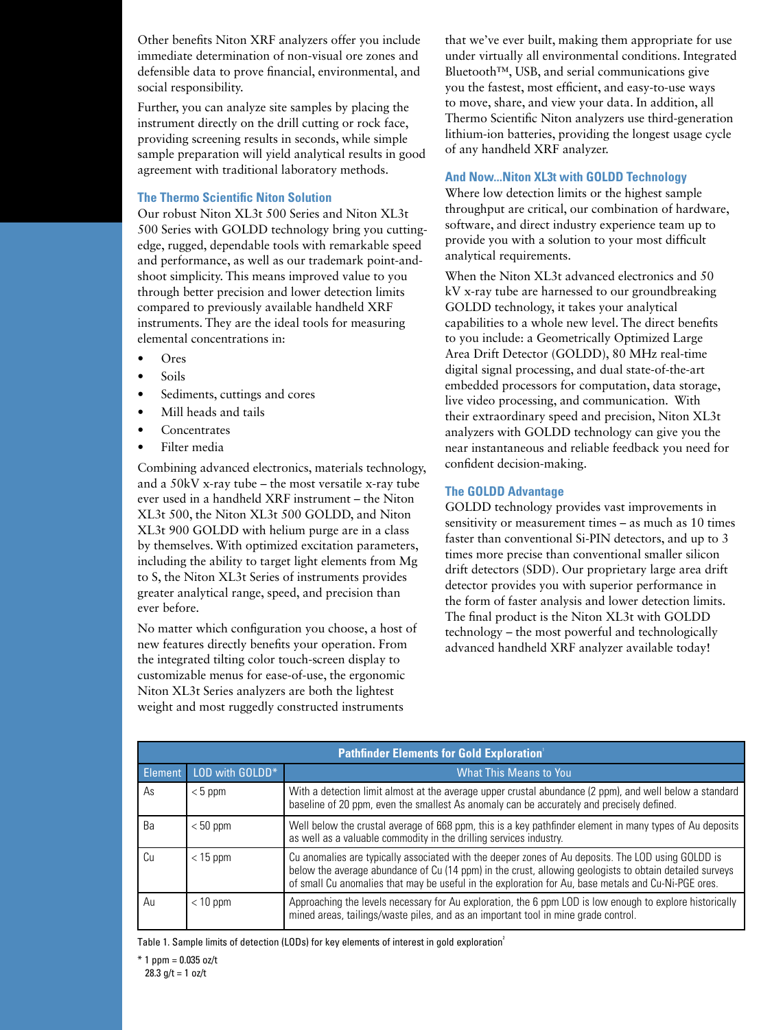Other benefits Niton XRF analyzers offer you include immediate determination of non-visual ore zones and defensible data to prove financial, environmental, and social responsibility.

Further, you can analyze site samples by placing the instrument directly on the drill cutting or rock face, providing screening results in seconds, while simple sample preparation will yield analytical results in good agreement with traditional laboratory methods.

### The Thermo Scientific Niton Solution

Our robust Niton XL3t 500 Series and Niton XL3t 500 Series with GOLDD technology bring you cutting-edge, rugged, dependable tools with remarkable speed and performance, as well as our trademark point-and-shoot simplicity. This means improved value to you through better precision and lower detection limits compared to previously available handheld XRF instruments. They are the ideal tools for measuring elemental concentrations in:

- Ores
- Soils
- Sediments, cuttings and cores
- Mill heads and tails
- Concentrates
- Filter media

Combining advanced electronics, materials technology, and a 50kV x-ray tube – the most versatile x-ray tube ever used in a handheld XRF instrument – the Niton XL3t 500, the Niton XL3t 500 GOLDD, and Niton XL3t 900 GOLDD with helium purge are in a class by themselves. With optimized excitation parameters, including the ability to target light elements from Mg to S, the Niton XL3t Series of instruments provides greater analytical range, speed, and precision than ever before.

No matter which configuration you choose, a host of new features directly benefits your operation. From the integrated tilting color touch-screen display to customizable menus for ease-of-use, the ergonomic Niton XL3t Series analyzers are both the lightest weight and most ruggedly constructed instruments that we've ever built, making them appropriate for use under virtually all environmental conditions. Integrated Bluetooth™, USB, and serial communications give you the fastest, most efficient, and easy-to-use ways to move, share, and view your data. In addition, all Thermo Scientific Niton analyzers use third-generation lithium-ion batteries, providing the longest usage cycle of any handheld XRF analyzer.

### And Now...Niton XL3t with GOLDD Technology

Where low detection limits or the highest sample throughput are critical, our combination of hardware, software, and direct industry experience team up to provide you with a solution to your most difficult analytical requirements.

When the Niton XL3t advanced electronics and 50 kV x-ray tube are harnessed to our groundbreaking GOLDD technology, it takes your analytical capabilities to a whole new level. The direct benefits to you include: a Geometrically Optimized Large Area Drift Detector (GOLDD), 80 MHz real-time digital signal processing, and dual state-of-the-art embedded processors for computation, data storage, live video processing, and communication. With their extraordinary speed and precision, Niton XL3t analyzers with GOLDD technology can give you the near instantaneous and reliable feedback you need for confident decision-making.

### The GOLDD Advantage

GOLDD technology provides vast improvements in sensitivity or measurement times – as much as 10 times faster than conventional Si-PIN detectors, and up to 3 times more precise than conventional smaller silicon drift detectors (SDD). Our proprietary large area drift detector provides you with superior performance in the form of faster analysis and lower detection limits. The final product is the Niton XL3t with GOLDD technology – the most powerful and technologically advanced handheld XRF analyzer available today!

**Pathfinder Elements for Gold Exploration**[1]

| Element | LOD with GOLDD* | What This Means to You |
|---|---|---|
| As | < 5 ppm | With a detection limit almost at the average upper crustal abundance (2 ppm), and well below a standard baseline of 20 ppm, even the smallest As anomaly can be accurately and precisely defined. |
| Ba | < 50 ppm | Well below the crustal average of 668 ppm, this is a key pathfinder element in many types of Au deposits as well as a valuable commodity in the drilling services industry. |
| Cu | < 15 ppm | Cu anomalies are typically associated with the deeper zones of Au deposits. The LOD using GOLDD is below the average abundance of Cu (14 ppm) in the crust, allowing geologists to obtain detailed surveys of small Cu anomalies that may be useful in the exploration for Au, base metals and Cu-Ni-PGE ores. |
| Au | < 10 ppm | Approaching the levels necessary for Au exploration, the 6 ppm LOD is low enough to explore historically mined areas, tailings/waste piles, and as an important tool in mine grade control. |

Table 1. Sample limits of detection (LODs) for key elements of interest in gold exploration[2]

\* 1 ppm = 0.035 oz/t
28.3 g/t = 1 oz/t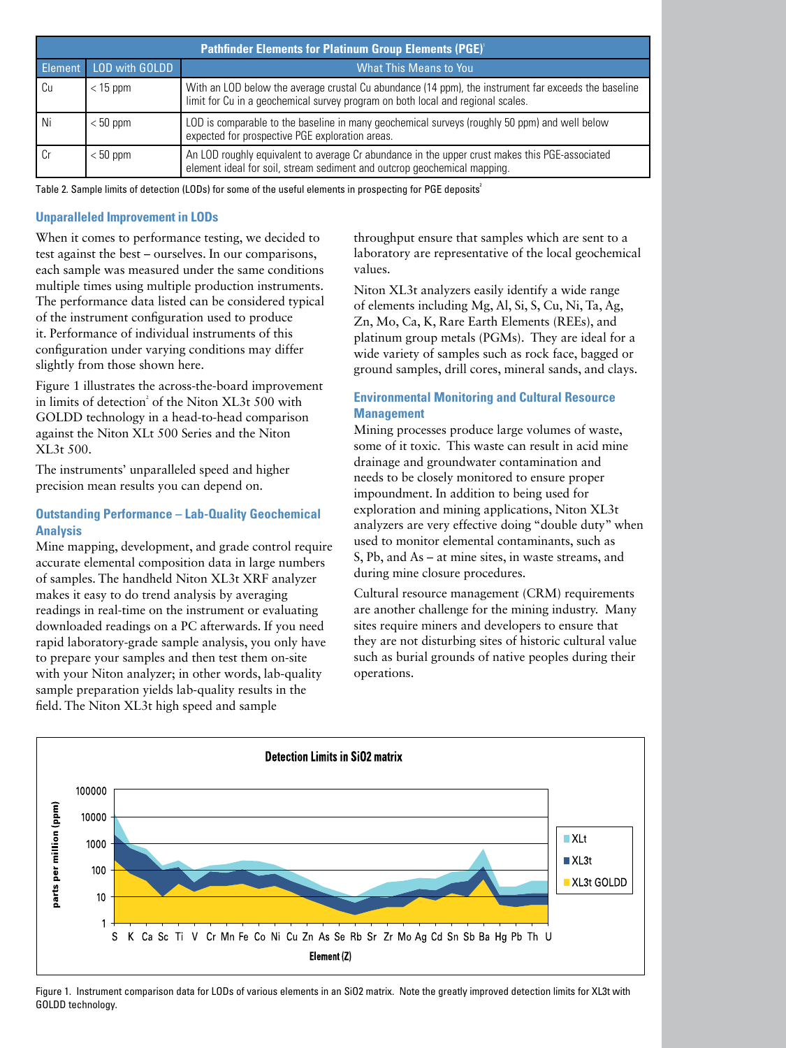| Pathfinder Elements for Platinum Group Elements (PGE)[1] | | |
|---|---|---|
| Element | LOD with GOLDD | What This Means to You |
| Cu | < 15 ppm | With an LOD below the average crustal Cu abundance (14 ppm), the instrument far exceeds the baseline limit for Cu in a geochemical survey program on both local and regional scales. |
| Ni | < 50 ppm | LOD is comparable to the baseline in many geochemical surveys (roughly 50 ppm) and well below expected for prospective PGE exploration areas. |
| Cr | < 50 ppm | An LOD roughly equivalent to average Cr abundance in the upper crust makes this PGE-associated element ideal for soil, stream sediment and outcrop geochemical mapping. |

Table 2. Sample limits of detection (LODs) for some of the useful elements in prospecting for PGE deposits[2]

### Unparalleled Improvement in LODs

When it comes to performance testing, we decided to test against the best – ourselves. In our comparisons, each sample was measured under the same conditions multiple times using multiple production instruments. The performance data listed can be considered typical of the instrument configuration used to produce it. Performance of individual instruments of this configuration under varying conditions may differ slightly from those shown here.

Figure 1 illustrates the across-the-board improvement in limits of detection[2] of the Niton XL3t 500 with GOLDD technology in a head-to-head comparison against the Niton XLt 500 Series and the Niton XL3t 500.

The instruments' unparalleled speed and higher precision mean results you can depend on.

### Outstanding Performance – Lab-Quality Geochemical Analysis

Mine mapping, development, and grade control require accurate elemental composition data in large numbers of samples. The handheld Niton XL3t XRF analyzer makes it easy to do trend analysis by averaging readings in real-time on the instrument or evaluating downloaded readings on a PC afterwards. If you need rapid laboratory-grade sample analysis, you only have to prepare your samples and then test them on-site with your Niton analyzer; in other words, lab-quality sample preparation yields lab-quality results in the field. The Niton XL3t high speed and sample throughput ensure that samples which are sent to a laboratory are representative of the local geochemical values.

Niton XL3t analyzers easily identify a wide range of elements including Mg, Al, Si, S, Cu, Ni, Ta, Ag, Zn, Mo, Ca, K, Rare Earth Elements (REEs), and platinum group metals (PGMs). They are ideal for a wide variety of samples such as rock face, bagged or ground samples, drill cores, mineral sands, and clays.

### Environmental Monitoring and Cultural Resource Management

Mining processes produce large volumes of waste, some of it toxic. This waste can result in acid mine drainage and groundwater contamination and needs to be closely monitored to ensure proper impoundment. In addition to being used for exploration and mining applications, Niton XL3t analyzers are very effective doing "double duty" when used to monitor elemental contaminants, such as S, Pb, and As – at mine sites, in waste streams, and during mine closure procedures.

Cultural resource management (CRM) requirements are another challenge for the mining industry. Many sites require miners and developers to ensure that they are not disturbing sites of historic cultural value such as burial grounds of native peoples during their operations.

Figure 1. Instrument comparison data for LODs of various elements in an SiO2 matrix. Note the greatly improved detection limits for XL3t with GOLDD technology.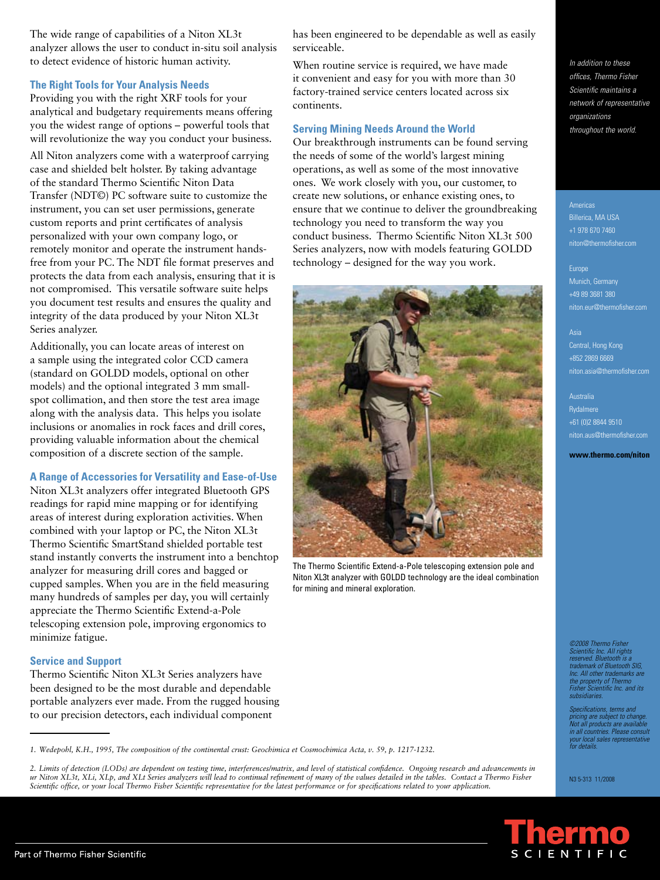The wide range of capabilities of a Niton XL3t analyzer allows the user to conduct in-situ soil analysis to detect evidence of historic human activity.

## The Right Tools for Your Analysis Needs

Providing you with the right XRF tools for your analytical and budgetary requirements means offering you the widest range of options – powerful tools that will revolutionize the way you conduct your business.

All Niton analyzers come with a waterproof carrying case and shielded belt holster. By taking advantage of the standard Thermo Scientific Niton Data Transfer (NDT©) PC software suite to customize the instrument, you can set user permissions, generate custom reports and print certificates of analysis personalized with your own company logo, or remotely monitor and operate the instrument hands-free from your PC. The NDT file format preserves and protects the data from each analysis, ensuring that it is not compromised. This versatile software suite helps you document test results and ensures the quality and integrity of the data produced by your Niton XL3t Series analyzer.

Additionally, you can locate areas of interest on a sample using the integrated color CCD camera (standard on GOLDD models, optional on other models) and the optional integrated 3 mm small-spot collimation, and then store the test area image along with the analysis data. This helps you isolate inclusions or anomalies in rock faces and drill cores, providing valuable information about the chemical composition of a discrete section of the sample.

## A Range of Accessories for Versatility and Ease-of-Use

Niton XL3t analyzers offer integrated Bluetooth GPS readings for rapid mine mapping or for identifying areas of interest during exploration activities. When combined with your laptop or PC, the Niton XL3t Thermo Scientific SmartStand shielded portable test stand instantly converts the instrument into a benchtop analyzer for measuring drill cores and bagged or cupped samples. When you are in the field measuring many hundreds of samples per day, you will certainly appreciate the Thermo Scientific Extend-a-Pole telescoping extension pole, improving ergonomics to minimize fatigue.

## Service and Support

Thermo Scientific Niton XL3t Series analyzers have been designed to be the most durable and dependable portable analyzers ever made. From the rugged housing to our precision detectors, each individual component has been engineered to be dependable as well as easily serviceable.

When routine service is required, we have made it convenient and easy for you with more than 30 factory-trained service centers located across six continents.

## Serving Mining Needs Around the World

Our breakthrough instruments can be found serving the needs of some of the world's largest mining operations, as well as some of the most innovative ones. We work closely with you, our customer, to create new solutions, or enhance existing ones, to ensure that we continue to deliver the groundbreaking technology you need to transform the way you conduct business. Thermo Scientific Niton XL3t 500 Series analyzers, now with models featuring GOLDD technology – designed for the way you work.

The Thermo Scientific Extend-a-Pole telescoping extension pole and Niton XL3t analyzer with GOLDD technology are the ideal combination for mining and mineral exploration.

---

1. *Wedepohl, K.H., 1995, The composition of the continental crust: Geochimica et Cosmochimica Acta, v. 59, p. 1217-1232.*

2. *Limits of detection (LODs) are dependent on testing time, interferences/matrix, and level of statistical confidence. Ongoing research and advancements in ur Niton XL3t, XLi, XLp, and XLt Series analyzers will lead to continual refinement of many of the values detailed in the tables. Contact a Thermo Fisher Scientific office, or your local Thermo Fisher Scientific representative for the latest performance or for specifications related to your application.*

*In addition to these offices, Thermo Fisher Scientific maintains a network of representative organizations throughout the world.*

Americas
Billerica, MA USA
+1 978 670 7460
niton@thermofisher.com

Europe
Munich, Germany
+49 89 3681 380
niton.eur@thermofisher.com

Asia
Central, Hong Kong
+852 2869 6669
niton.asia@thermofisher.com

Australia
Rydalmere
+61 (0)2 8844 9510
niton.aus@thermofisher.com

**www.thermo.com/niton**

*©2008 Thermo Fisher Scientific Inc. All rights reserved. Bluetooth is a trademark of Bluetooth SIG, Inc. All other trademarks are the property of Thermo Fisher Scientific Inc. and its subsidiaries.*

*Specifications, terms and pricing are subject to change. Not all products are available in all countries. Please consult your local sales representative for details.*

N3 5-313 11/2008

Part of Thermo Fisher Scientific

Thermo SCIENTIFIC